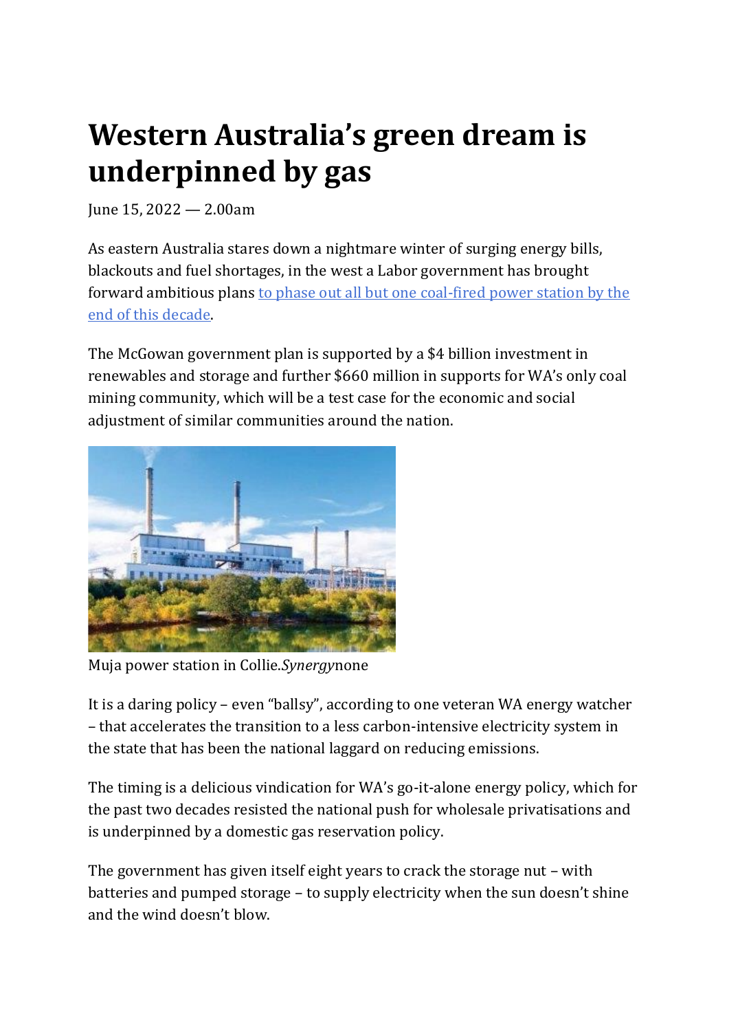# Western Australia's green dream is underpinned by gas

June 15, 2022 — 2.00am

As eastern Australia stares down a nightmare winter of surging energy bills, blackouts and fuel shortages, in the west a Labor government has brought forward ambitious plans to phase out all but one coal-fired power station by the end of this decade.

The McGowan government plan is supported by a $4 billion investment in renewables and storage and further $660 million in supports for WA's only coal mining community, which will be a test case for the economic and social adjustment of similar communities around the nation.

Muja power station in Collie.*Synergy*none

It is a daring policy – even "ballsy", according to one veteran WA energy watcher – that accelerates the transition to a less carbon-intensive electricity system in the state that has been the national laggard on reducing emissions.

The timing is a delicious vindication for WA's go-it-alone energy policy, which for the past two decades resisted the national push for wholesale privatisations and is underpinned by a domestic gas reservation policy.

The government has given itself eight years to crack the storage nut – with batteries and pumped storage – to supply electricity when the sun doesn't shine and the wind doesn't blow.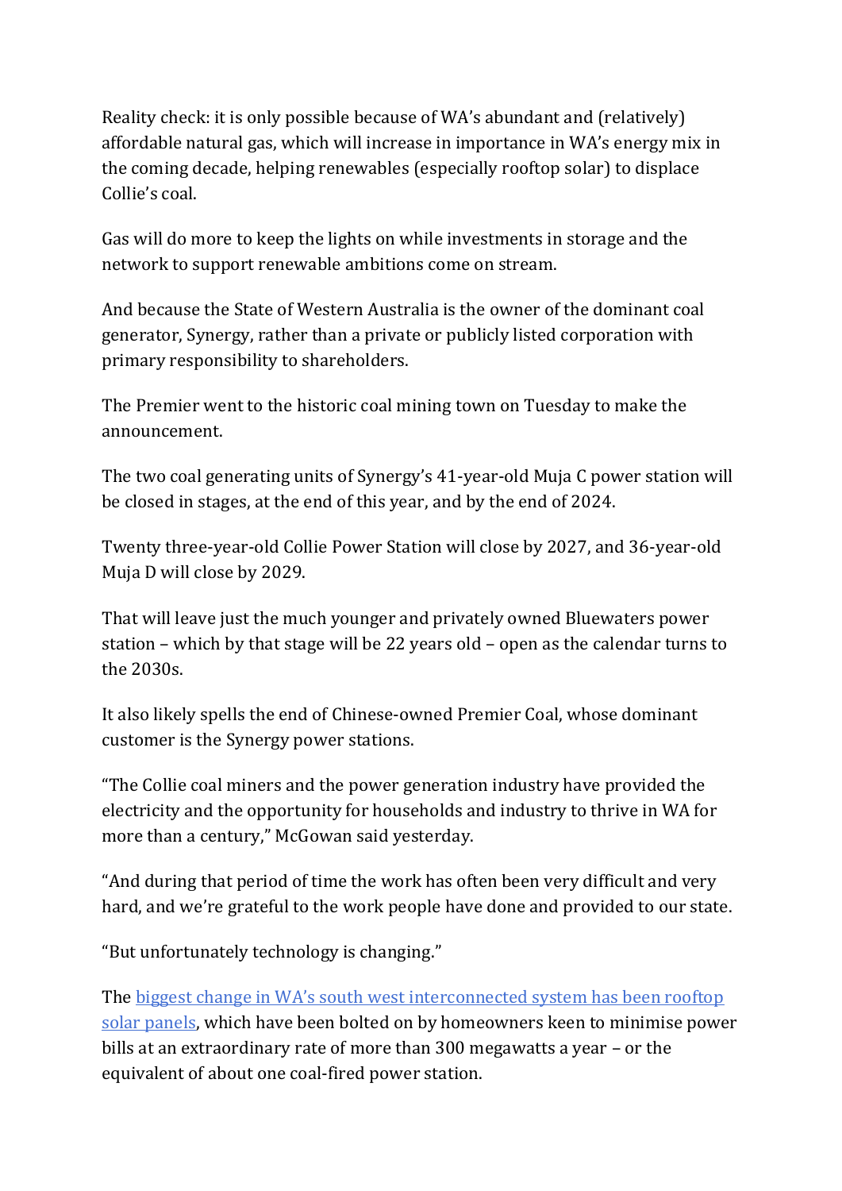Reality check: it is only possible because of WA's abundant and (relatively) affordable natural gas, which will increase in importance in WA's energy mix in the coming decade, helping renewables (especially rooftop solar) to displace Collie's coal.

Gas will do more to keep the lights on while investments in storage and the network to support renewable ambitions come on stream.

And because the State of Western Australia is the owner of the dominant coal generator, Synergy, rather than a private or publicly listed corporation with primary responsibility to shareholders.

The Premier went to the historic coal mining town on Tuesday to make the announcement.

The two coal generating units of Synergy's 41-year-old Muja C power station will be closed in stages, at the end of this year, and by the end of 2024.

Twenty three-year-old Collie Power Station will close by 2027, and 36-year-old Muja D will close by 2029.

That will leave just the much younger and privately owned Bluewaters power station – which by that stage will be 22 years old – open as the calendar turns to the 2030s.

It also likely spells the end of Chinese-owned Premier Coal, whose dominant customer is the Synergy power stations.

"The Collie coal miners and the power generation industry have provided the electricity and the opportunity for households and industry to thrive in WA for more than a century," McGowan said yesterday.

"And during that period of time the work has often been very difficult and very hard, and we're grateful to the work people have done and provided to our state.

"But unfortunately technology is changing."

The biggest change in WA's south west interconnected system has been rooftop solar panels, which have been bolted on by homeowners keen to minimise power bills at an extraordinary rate of more than 300 megawatts a year – or the equivalent of about one coal-fired power station.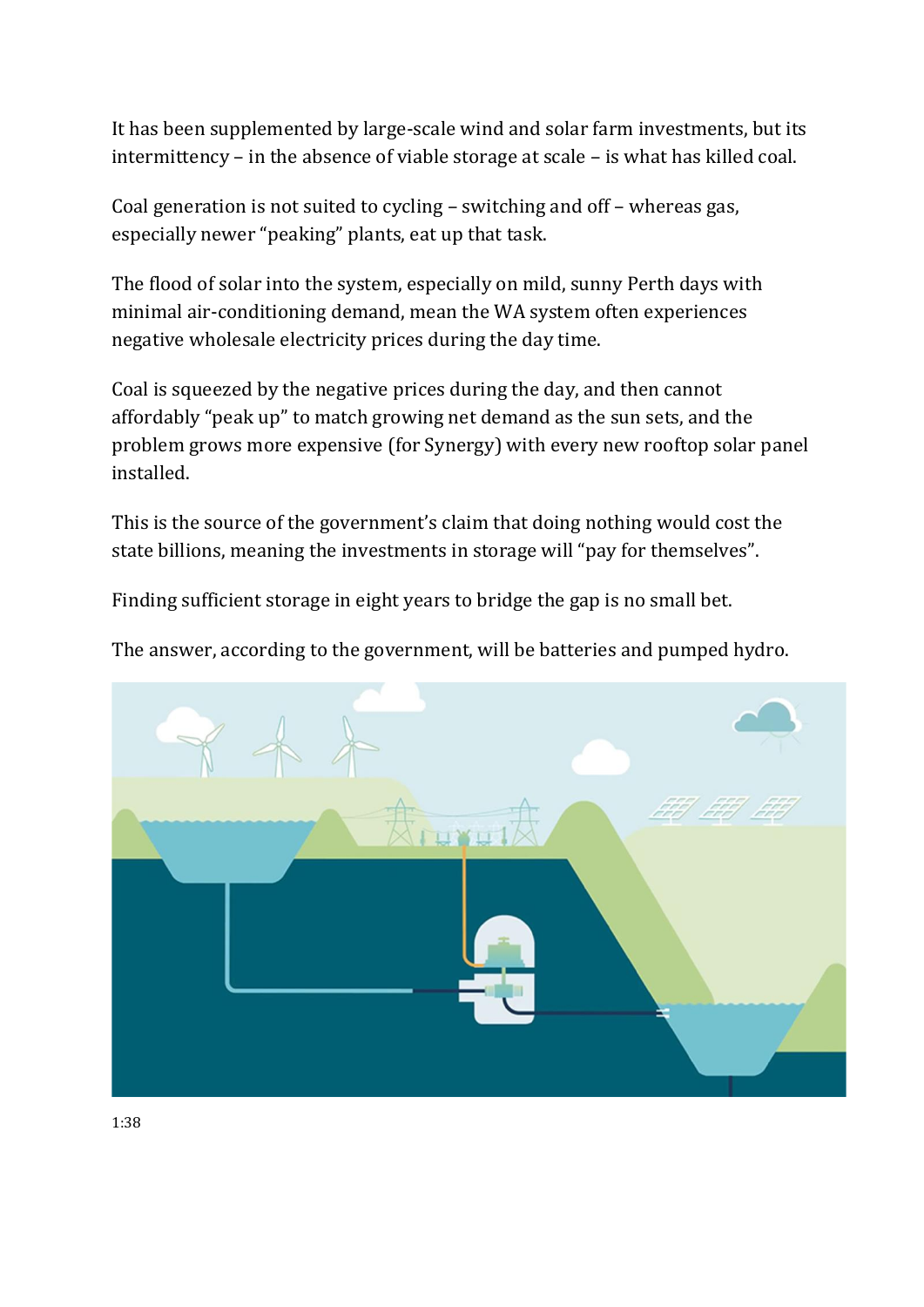It has been supplemented by large-scale wind and solar farm investments, but its intermittency – in the absence of viable storage at scale – is what has killed coal.

Coal generation is not suited to cycling – switching and off – whereas gas, especially newer "peaking" plants, eat up that task.

The flood of solar into the system, especially on mild, sunny Perth days with minimal air-conditioning demand, mean the WA system often experiences negative wholesale electricity prices during the day time.

Coal is squeezed by the negative prices during the day, and then cannot affordably "peak up" to match growing net demand as the sun sets, and the problem grows more expensive (for Synergy) with every new rooftop solar panel installed.

This is the source of the government's claim that doing nothing would cost the state billions, meaning the investments in storage will "pay for themselves".

Finding sufficient storage in eight years to bridge the gap is no small bet.

The answer, according to the government, will be batteries and pumped hydro.

1:38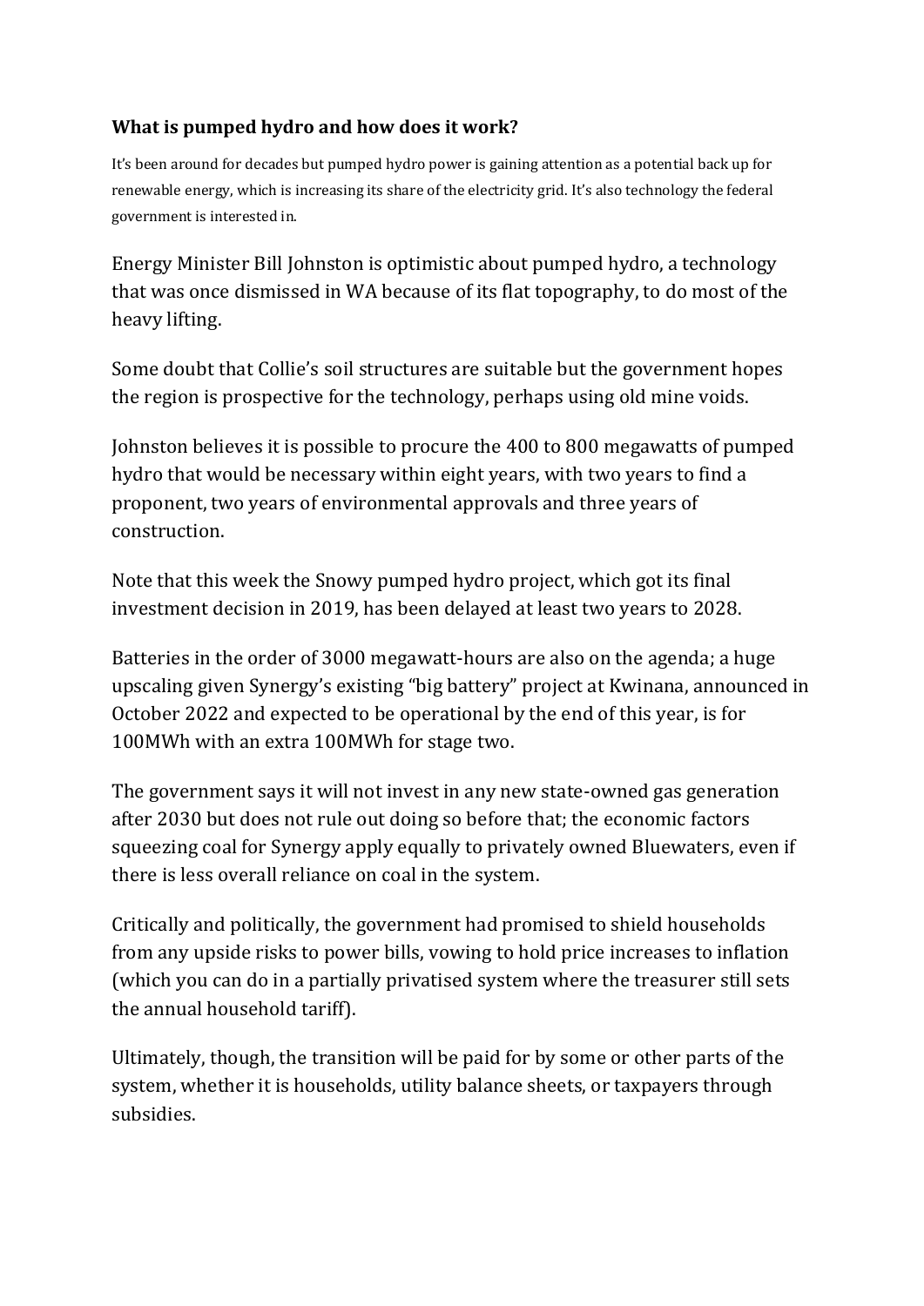### What is pumped hydro and how does it work?

It's been around for decades but pumped hydro power is gaining attention as a potential back up for renewable energy, which is increasing its share of the electricity grid. It's also technology the federal government is interested in.

Energy Minister Bill Johnston is optimistic about pumped hydro, a technology that was once dismissed in WA because of its flat topography, to do most of the heavy lifting.

Some doubt that Collie's soil structures are suitable but the government hopes the region is prospective for the technology, perhaps using old mine voids.

Johnston believes it is possible to procure the 400 to 800 megawatts of pumped hydro that would be necessary within eight years, with two years to find a proponent, two years of environmental approvals and three years of construction.

Note that this week the Snowy pumped hydro project, which got its final investment decision in 2019, has been delayed at least two years to 2028.

Batteries in the order of 3000 megawatt-hours are also on the agenda; a huge upscaling given Synergy's existing "big battery" project at Kwinana, announced in October 2022 and expected to be operational by the end of this year, is for 100MWh with an extra 100MWh for stage two.

The government says it will not invest in any new state-owned gas generation after 2030 but does not rule out doing so before that; the economic factors squeezing coal for Synergy apply equally to privately owned Bluewaters, even if there is less overall reliance on coal in the system.

Critically and politically, the government had promised to shield households from any upside risks to power bills, vowing to hold price increases to inflation (which you can do in a partially privatised system where the treasurer still sets the annual household tariff).

Ultimately, though, the transition will be paid for by some or other parts of the system, whether it is households, utility balance sheets, or taxpayers through subsidies.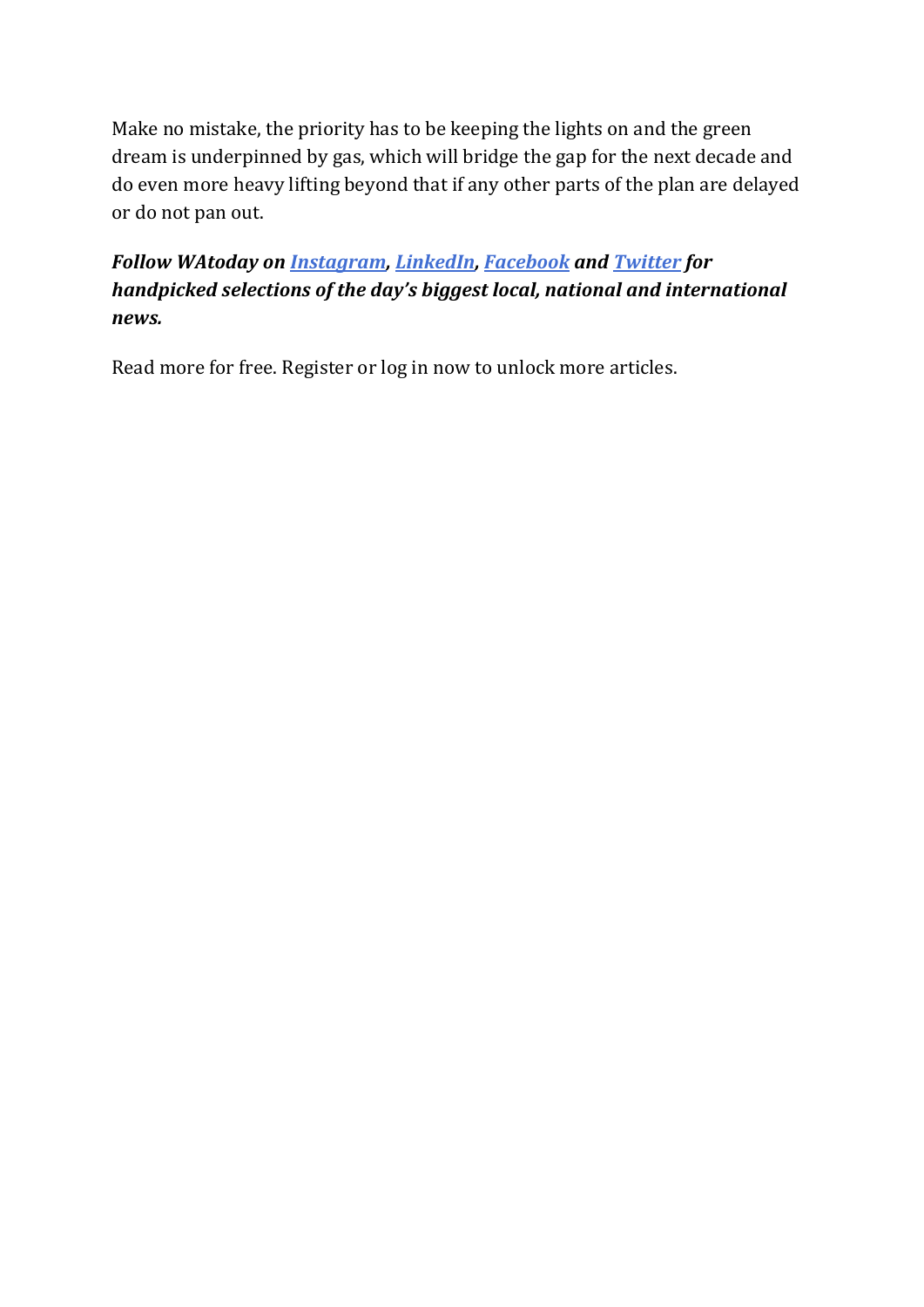Make no mistake, the priority has to be keeping the lights on and the green dream is underpinned by gas, which will bridge the gap for the next decade and do even more heavy lifting beyond that if any other parts of the plan are delayed or do not pan out.

***Follow WAtoday on Instagram, LinkedIn, Facebook and Twitter for handpicked selections of the day's biggest local, national and international news.***

Read more for free. Register or log in now to unlock more articles.